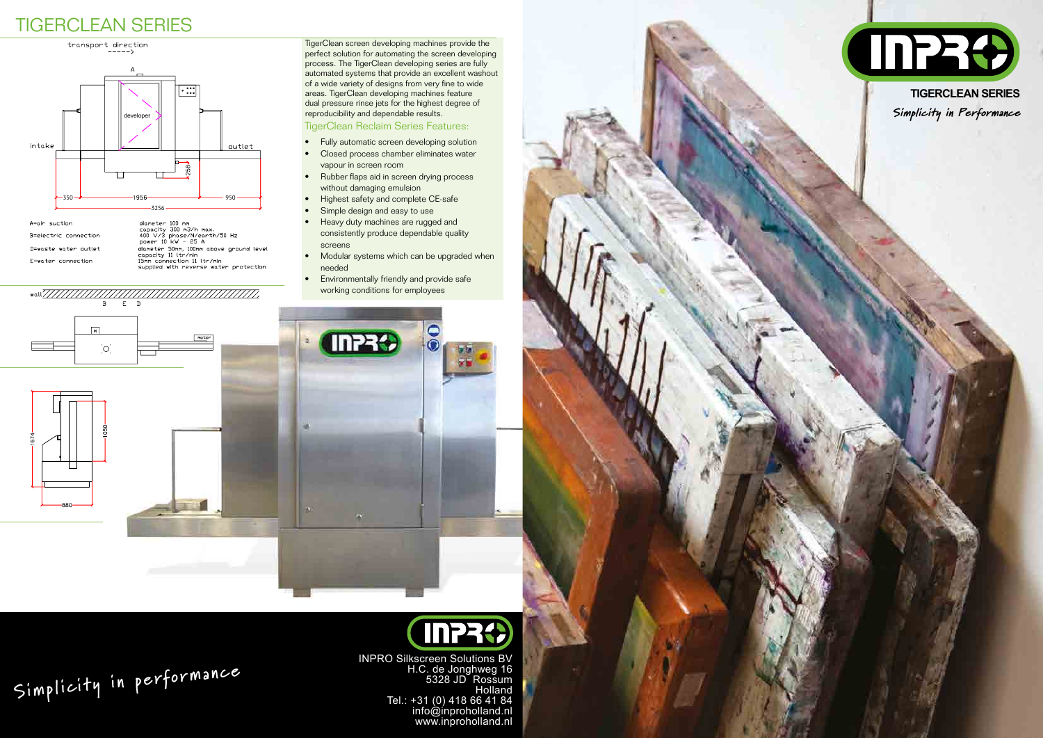# TIGERCLEAN SERIES

transport direction

A

developer

intake

outlet

350 — 1956 — 950

3256

258

| | |
|---|---|
| A=air suction | diameter 100 mm<br>capacity 300 m3/h max. |
| B=electric connection | 400 V/3 phase/N/earth/50 Hz<br>power 10 kW - 25 A |
| D=waste water outlet | diameter 50mm, 100mm above ground level<br>capacity 11 ltr/min |
| E=water connection | 15mm connection 11 ltr/min<br>supplied with reverse water protection |

wall

B E D

M

motor

1674

1050

880

TigerClean screen developing machines provide the perfect solution for automating the screen developing process. The TigerClean developing series are fully automated systems that provide an excellent washout of a wide variety of designs from very fine to wide areas. TigerClean developing machines feature dual pressure rinse jets for the highest degree of reproducibility and dependable results.

## TigerClean Reclaim Series Features:

- Fully automatic screen developing solution
- Closed process chamber eliminates water vapour in screen room
- Rubber flaps aid in screen drying process without damaging emulsion
- Highest safety and complete CE-safe
- Simple design and easy to use
- Heavy duty machines are rugged and consistently produce dependable quality screens
- Modular systems which can be upgraded when needed
- Environmentally friendly and provide safe working conditions for employees

INPRO

**TIGERCLEAN SERIES**

*Simplicity in Performance*

Simplicity in performance

INPRO

INPRO Silkscreen Solutions BV
H.C. de Jonghweg 16
5328 JD Rossum
Holland
Tel.: +31 (0) 418 66 41 84
info@inproholland.nl
www.inproholland.nl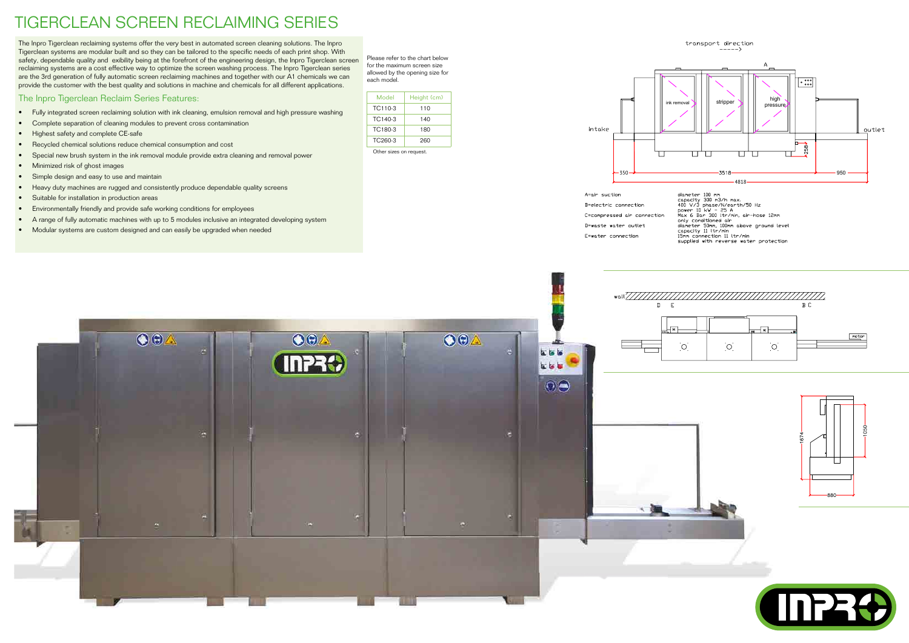# TIGERCLEAN SCREEN RECLAIMING SERIES

The Inpro Tigerclean reclaiming systems offer the very best in automated screen cleaning solutions. The Inpro Tigerclean systems are modular built and so they can be tailored to the specific needs of each print shop. With safety, dependable quality and exibility being at the forefront of the engineering design, the Inpro Tigerclean screen reclaiming systems are a cost effective way to optimize the screen washing process. The Inpro Tigerclean series are the 3rd generation of fully automatic screen reclaiming machines and together with our A1 chemicals we can provide the customer with the best quality and solutions in machine and chemicals for all different applications.

## The Inpro Tigerclean Reclaim Series Features:

- Fully integrated screen reclaiming solution with ink cleaning, emulsion removal and high pressure washing
- Complete separation of cleaning modules to prevent cross contamination
- Highest safety and complete CE-safe
- Recycled chemical solutions reduce chemical consumption and cost
- Special new brush system in the ink removal module provide extra cleaning and removal power
- Minimized risk of ghost images
- Simple design and easy to use and maintain
- Heavy duty machines are rugged and consistently produce dependable quality screens
- Suitable for installation in production areas
- Environmentally friendly and provide safe working conditions for employees
- A range of fully automatic machines with up to 5 modules inclusive an integrated developing system
- Modular systems are custom designed and can easily be upgraded when needed

Please refer to the chart below for the maximum screen size allowed by the opening size for each model.

| Model | Height (cm) |
|---|---|
| TC110-3 | 110 |
| TC140-3 | 140 |
| TC180-3 | 180 |
| TC260-3 | 260 |

Other sizes on request.

transport direction

intake

ink removal

stripper

high pressure

outlet

A

258

350

3518

950

4818

| | |
|---|---|
| A=air suction | diameter 100 mm<br>capacity 300 m3/h max. |
| B=electric connection | 400 V/3 phase/N/earth/50 Hz<br>power 10 kW - 25 A |
| C=compressed air connection | Max 6 Bar 300 ltr/min, air-hose 12mm<br>only conditioned air |
| D=waste water outlet | diameter 50mm, 100mm above ground level<br>capacity 11 ltr/min |
| E=water connection | 15mm connection 11 ltr/min<br>supplied with reverse water protection |

wall

D E

B C

motor

1674

1050

880